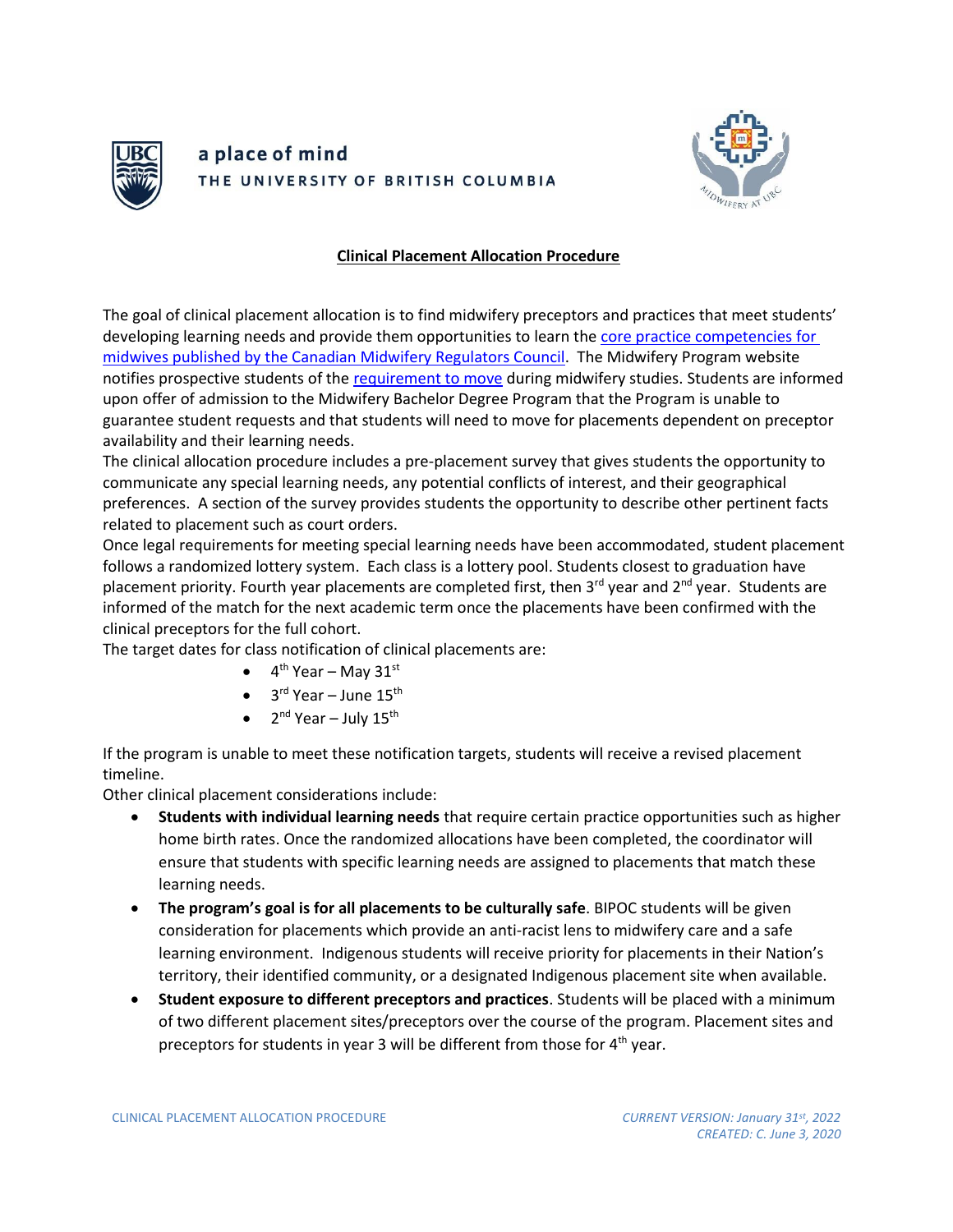a place of mind
THE UNIVERSITY OF BRITISH COLUMBIA

# Clinical Placement Allocation Procedure

The goal of clinical placement allocation is to find midwifery preceptors and practices that meet students' developing learning needs and provide them opportunities to learn the [core practice competencies for midwives published by the Canadian Midwifery Regulators Council](). The Midwifery Program website notifies prospective students of the [requirement to move]() during midwifery studies. Students are informed upon offer of admission to the Midwifery Bachelor Degree Program that the Program is unable to guarantee student requests and that students will need to move for placements dependent on preceptor availability and their learning needs.

The clinical allocation procedure includes a pre-placement survey that gives students the opportunity to communicate any special learning needs, any potential conflicts of interest, and their geographical preferences. A section of the survey provides students the opportunity to describe other pertinent facts related to placement such as court orders.

Once legal requirements for meeting special learning needs have been accommodated, student placement follows a randomized lottery system. Each class is a lottery pool. Students closest to graduation have placement priority. Fourth year placements are completed first, then 3rd year and 2nd year. Students are informed of the match for the next academic term once the placements have been confirmed with the clinical preceptors for the full cohort.

The target dates for class notification of clinical placements are:

- 4th Year – May 31st
- 3rd Year – June 15th
- 2nd Year – July 15th

If the program is unable to meet these notification targets, students will receive a revised placement timeline.

Other clinical placement considerations include:

- **Students with individual learning needs** that require certain practice opportunities such as higher home birth rates. Once the randomized allocations have been completed, the coordinator will ensure that students with specific learning needs are assigned to placements that match these learning needs.
- **The program's goal is for all placements to be culturally safe**. BIPOC students will be given consideration for placements which provide an anti-racist lens to midwifery care and a safe learning environment. Indigenous students will receive priority for placements in their Nation's territory, their identified community, or a designated Indigenous placement site when available.
- **Student exposure to different preceptors and practices**. Students will be placed with a minimum of two different placement sites/preceptors over the course of the program. Placement sites and preceptors for students in year 3 will be different from those for 4th year.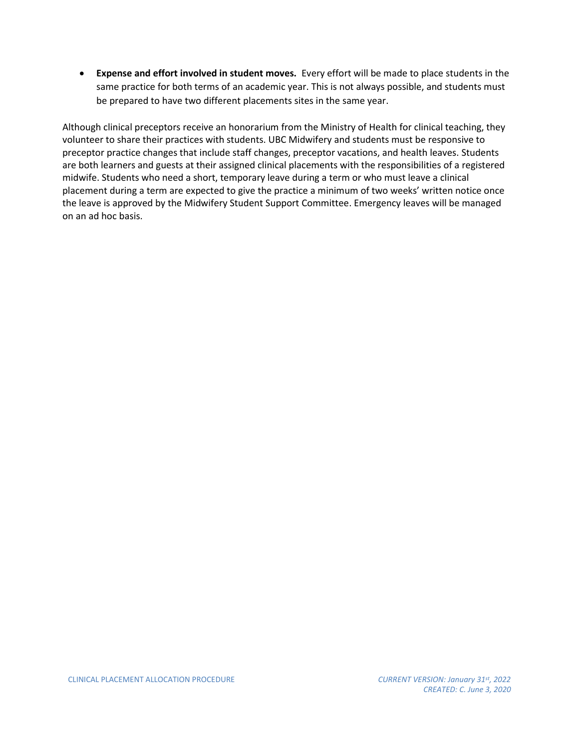- **Expense and effort involved in student moves.** Every effort will be made to place students in the same practice for both terms of an academic year. This is not always possible, and students must be prepared to have two different placements sites in the same year.

Although clinical preceptors receive an honorarium from the Ministry of Health for clinical teaching, they volunteer to share their practices with students. UBC Midwifery and students must be responsive to preceptor practice changes that include staff changes, preceptor vacations, and health leaves. Students are both learners and guests at their assigned clinical placements with the responsibilities of a registered midwife. Students who need a short, temporary leave during a term or who must leave a clinical placement during a term are expected to give the practice a minimum of two weeks' written notice once the leave is approved by the Midwifery Student Support Committee. Emergency leaves will be managed on an ad hoc basis.